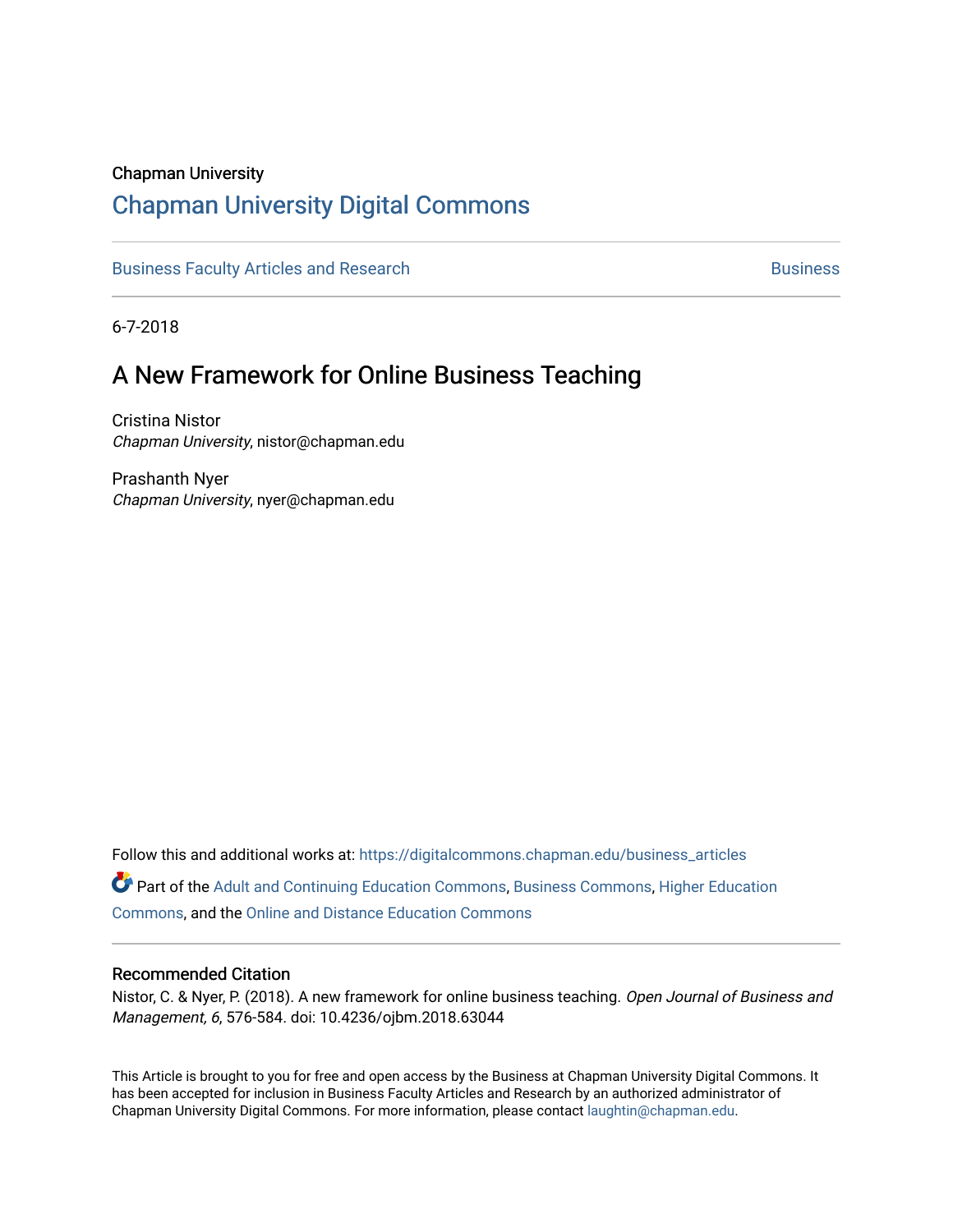Chapman University

# Chapman University Digital Commons

Business Faculty Articles and Research | Business

6-7-2018

## A New Framework for Online Business Teaching

Cristina Nistor
*Chapman University*, nistor@chapman.edu

Prashanth Nyer
*Chapman University*, nyer@chapman.edu

Follow this and additional works at: https://digitalcommons.chapman.edu/business_articles

Part of the Adult and Continuing Education Commons, Business Commons, Higher Education Commons, and the Online and Distance Education Commons

### Recommended Citation

Nistor, C. & Nyer, P. (2018). A new framework for online business teaching. *Open Journal of Business and Management, 6*, 576-584. doi: 10.4236/ojbm.2018.63044

This Article is brought to you for free and open access by the Business at Chapman University Digital Commons. It has been accepted for inclusion in Business Faculty Articles and Research by an authorized administrator of Chapman University Digital Commons. For more information, please contact laughtin@chapman.edu.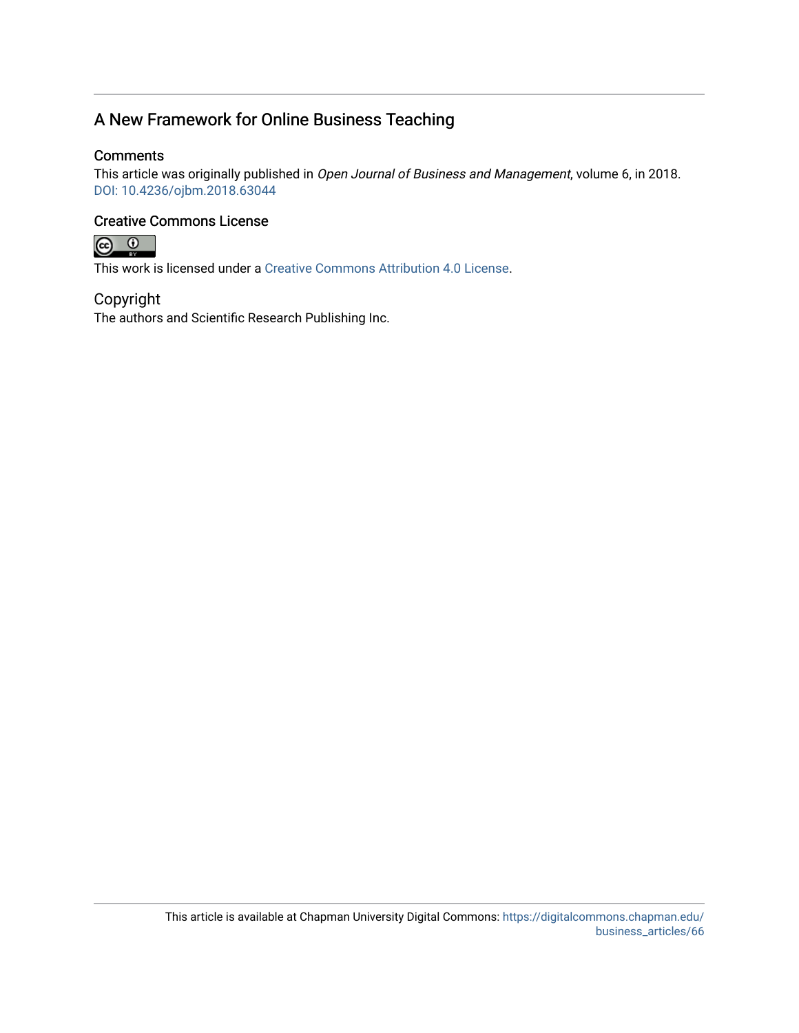## A New Framework for Online Business Teaching

### Comments

This article was originally published in *Open Journal of Business and Management*, volume 6, in 2018. DOI: 10.4236/ojbm.2018.63044

### Creative Commons License

This work is licensed under a Creative Commons Attribution 4.0 License.

### Copyright

The authors and Scientific Research Publishing Inc.

This article is available at Chapman University Digital Commons: https://digitalcommons.chapman.edu/business_articles/66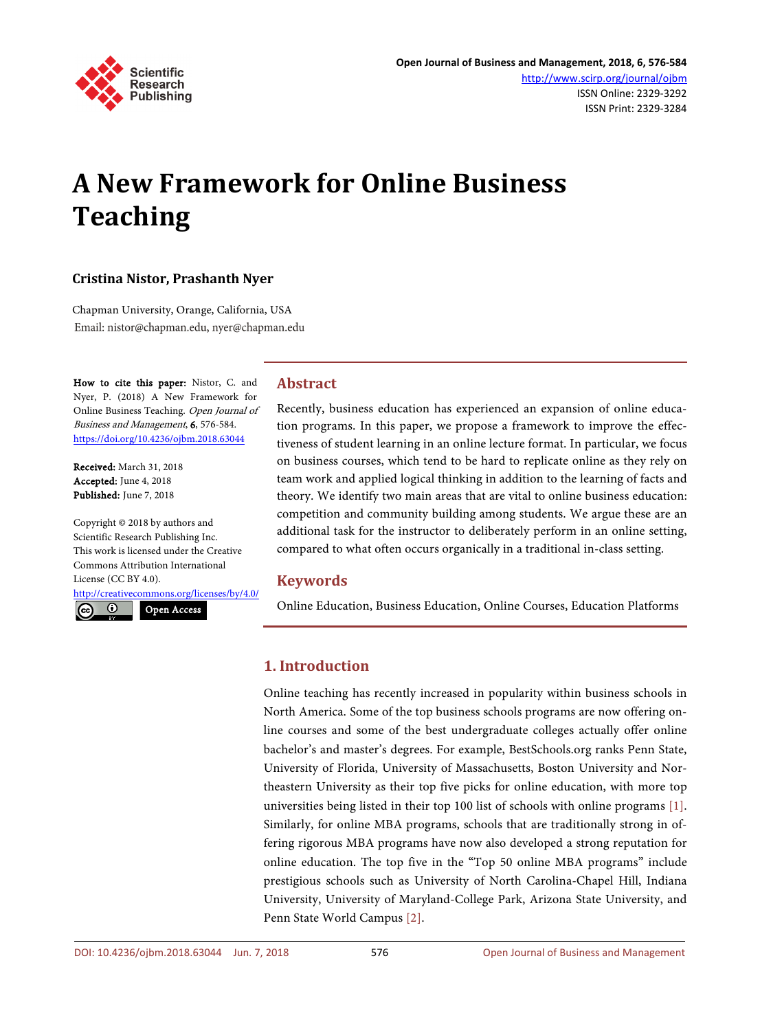# A New Framework for Online Business Teaching

**Cristina Nistor, Prashanth Nyer**

Chapman University, Orange, California, USA
Email: nistor@chapman.edu, nyer@chapman.edu

**How to cite this paper:** Nistor, C. and Nyer, P. (2018) A New Framework for Online Business Teaching. *Open Journal of Business and Management*, **6**, 576-584.
https://doi.org/10.4236/ojbm.2018.63044

**Received:** March 31, 2018
**Accepted:** June 4, 2018
**Published:** June 7, 2018

Copyright © 2018 by authors and Scientific Research Publishing Inc.
This work is licensed under the Creative Commons Attribution International License (CC BY 4.0).
http://creativecommons.org/licenses/by/4.0/
Open Access

## Abstract

Recently, business education has experienced an expansion of online education programs. In this paper, we propose a framework to improve the effectiveness of student learning in an online lecture format. In particular, we focus on business courses, which tend to be hard to replicate online as they rely on team work and applied logical thinking in addition to the learning of facts and theory. We identify two main areas that are vital to online business education: competition and community building among students. We argue these are an additional task for the instructor to deliberately perform in an online setting, compared to what often occurs organically in a traditional in-class setting.

## Keywords

Online Education, Business Education, Online Courses, Education Platforms

## 1. Introduction

Online teaching has recently increased in popularity within business schools in North America. Some of the top business schools programs are now offering online courses and some of the best undergraduate colleges actually offer online bachelor's and master's degrees. For example, BestSchools.org ranks Penn State, University of Florida, University of Massachusetts, Boston University and Northeastern University as their top five picks for online education, with more top universities being listed in their top 100 list of schools with online programs [1]. Similarly, for online MBA programs, schools that are traditionally strong in offering rigorous MBA programs have now also developed a strong reputation for online education. The top five in the "Top 50 online MBA programs" include prestigious schools such as University of North Carolina-Chapel Hill, Indiana University, University of Maryland-College Park, Arizona State University, and Penn State World Campus [2].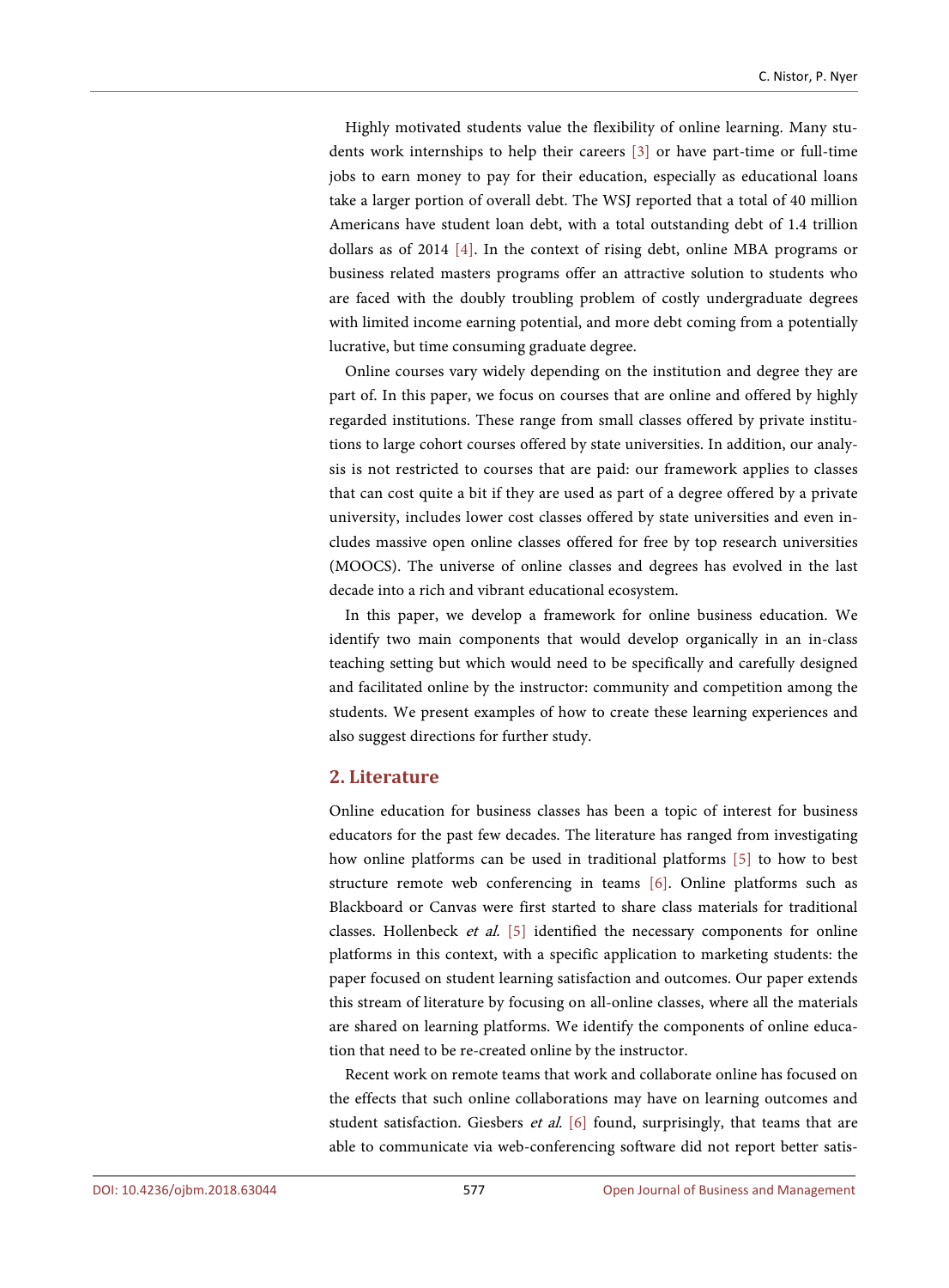Highly motivated students value the flexibility of online learning. Many students work internships to help their careers [3] or have part-time or full-time jobs to earn money to pay for their education, especially as educational loans take a larger portion of overall debt. The WSJ reported that a total of 40 million Americans have student loan debt, with a total outstanding debt of 1.4 trillion dollars as of 2014 [4]. In the context of rising debt, online MBA programs or business related masters programs offer an attractive solution to students who are faced with the doubly troubling problem of costly undergraduate degrees with limited income earning potential, and more debt coming from a potentially lucrative, but time consuming graduate degree.

Online courses vary widely depending on the institution and degree they are part of. In this paper, we focus on courses that are online and offered by highly regarded institutions. These range from small classes offered by private institutions to large cohort courses offered by state universities. In addition, our analysis is not restricted to courses that are paid: our framework applies to classes that can cost quite a bit if they are used as part of a degree offered by a private university, includes lower cost classes offered by state universities and even includes massive open online classes offered for free by top research universities (MOOCS). The universe of online classes and degrees has evolved in the last decade into a rich and vibrant educational ecosystem.

In this paper, we develop a framework for online business education. We identify two main components that would develop organically in an in-class teaching setting but which would need to be specifically and carefully designed and facilitated online by the instructor: community and competition among the students. We present examples of how to create these learning experiences and also suggest directions for further study.

## 2. Literature

Online education for business classes has been a topic of interest for business educators for the past few decades. The literature has ranged from investigating how online platforms can be used in traditional platforms [5] to how to best structure remote web conferencing in teams [6]. Online platforms such as Blackboard or Canvas were first started to share class materials for traditional classes. Hollenbeck *et al.* [5] identified the necessary components for online platforms in this context, with a specific application to marketing students: the paper focused on student learning satisfaction and outcomes. Our paper extends this stream of literature by focusing on all-online classes, where all the materials are shared on learning platforms. We identify the components of online education that need to be re-created online by the instructor.

Recent work on remote teams that work and collaborate online has focused on the effects that such online collaborations may have on learning outcomes and student satisfaction. Giesbers *et al.* [6] found, surprisingly, that teams that are able to communicate via web-conferencing software did not report better satis-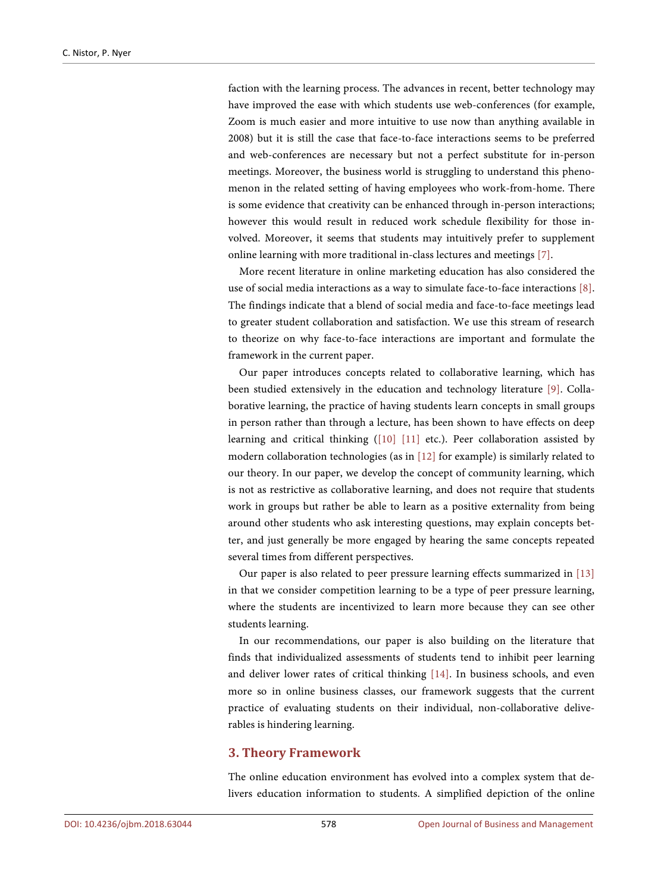faction with the learning process. The advances in recent, better technology may have improved the ease with which students use web-conferences (for example, Zoom is much easier and more intuitive to use now than anything available in 2008) but it is still the case that face-to-face interactions seems to be preferred and web-conferences are necessary but not a perfect substitute for in-person meetings. Moreover, the business world is struggling to understand this phenomenon in the related setting of having employees who work-from-home. There is some evidence that creativity can be enhanced through in-person interactions; however this would result in reduced work schedule flexibility for those involved. Moreover, it seems that students may intuitively prefer to supplement online learning with more traditional in-class lectures and meetings [7].

More recent literature in online marketing education has also considered the use of social media interactions as a way to simulate face-to-face interactions [8]. The findings indicate that a blend of social media and face-to-face meetings lead to greater student collaboration and satisfaction. We use this stream of research to theorize on why face-to-face interactions are important and formulate the framework in the current paper.

Our paper introduces concepts related to collaborative learning, which has been studied extensively in the education and technology literature [9]. Collaborative learning, the practice of having students learn concepts in small groups in person rather than through a lecture, has been shown to have effects on deep learning and critical thinking ([10] [11] etc.). Peer collaboration assisted by modern collaboration technologies (as in [12] for example) is similarly related to our theory. In our paper, we develop the concept of community learning, which is not as restrictive as collaborative learning, and does not require that students work in groups but rather be able to learn as a positive externality from being around other students who ask interesting questions, may explain concepts better, and just generally be more engaged by hearing the same concepts repeated several times from different perspectives.

Our paper is also related to peer pressure learning effects summarized in [13] in that we consider competition learning to be a type of peer pressure learning, where the students are incentivized to learn more because they can see other students learning.

In our recommendations, our paper is also building on the literature that finds that individualized assessments of students tend to inhibit peer learning and deliver lower rates of critical thinking [14]. In business schools, and even more so in online business classes, our framework suggests that the current practice of evaluating students on their individual, non-collaborative deliverables is hindering learning.

## 3. Theory Framework

The online education environment has evolved into a complex system that delivers education information to students. A simplified depiction of the online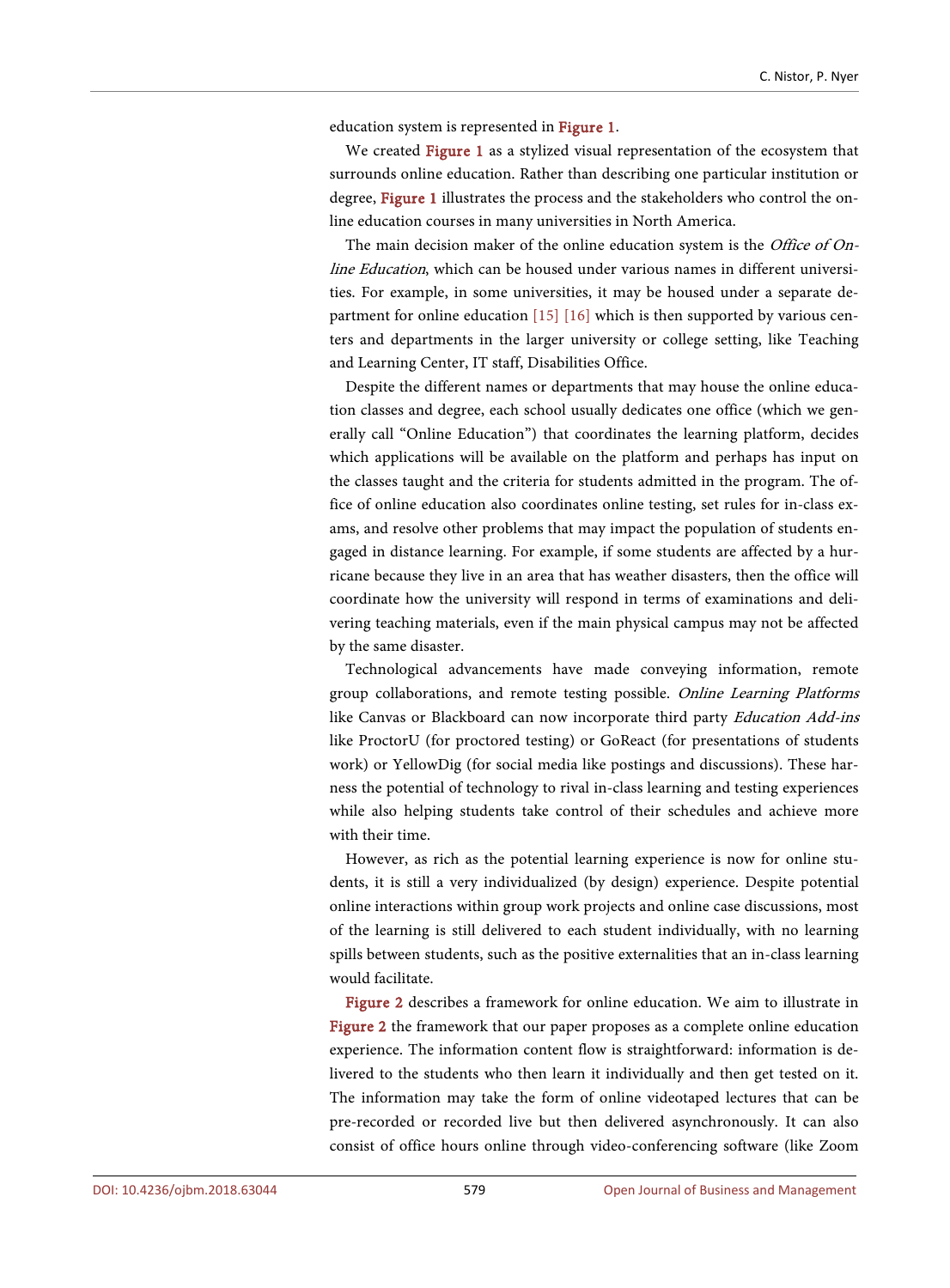education system is represented in Figure 1.

We created Figure 1 as a stylized visual representation of the ecosystem that surrounds online education. Rather than describing one particular institution or degree, Figure 1 illustrates the process and the stakeholders who control the online education courses in many universities in North America.

The main decision maker of the online education system is the *Office of Online Education*, which can be housed under various names in different universities. For example, in some universities, it may be housed under a separate department for online education [15] [16] which is then supported by various centers and departments in the larger university or college setting, like Teaching and Learning Center, IT staff, Disabilities Office.

Despite the different names or departments that may house the online education classes and degree, each school usually dedicates one office (which we generally call "Online Education") that coordinates the learning platform, decides which applications will be available on the platform and perhaps has input on the classes taught and the criteria for students admitted in the program. The office of online education also coordinates online testing, set rules for in-class exams, and resolve other problems that may impact the population of students engaged in distance learning. For example, if some students are affected by a hurricane because they live in an area that has weather disasters, then the office will coordinate how the university will respond in terms of examinations and delivering teaching materials, even if the main physical campus may not be affected by the same disaster.

Technological advancements have made conveying information, remote group collaborations, and remote testing possible. *Online Learning Platforms* like Canvas or Blackboard can now incorporate third party *Education Add-ins* like ProctorU (for proctored testing) or GoReact (for presentations of students work) or YellowDig (for social media like postings and discussions). These harness the potential of technology to rival in-class learning and testing experiences while also helping students take control of their schedules and achieve more with their time.

However, as rich as the potential learning experience is now for online students, it is still a very individualized (by design) experience. Despite potential online interactions within group work projects and online case discussions, most of the learning is still delivered to each student individually, with no learning spills between students, such as the positive externalities that an in-class learning would facilitate.

Figure 2 describes a framework for online education. We aim to illustrate in Figure 2 the framework that our paper proposes as a complete online education experience. The information content flow is straightforward: information is delivered to the students who then learn it individually and then get tested on it. The information may take the form of online videotaped lectures that can be pre-recorded or recorded live but then delivered asynchronously. It can also consist of office hours online through video-conferencing software (like Zoom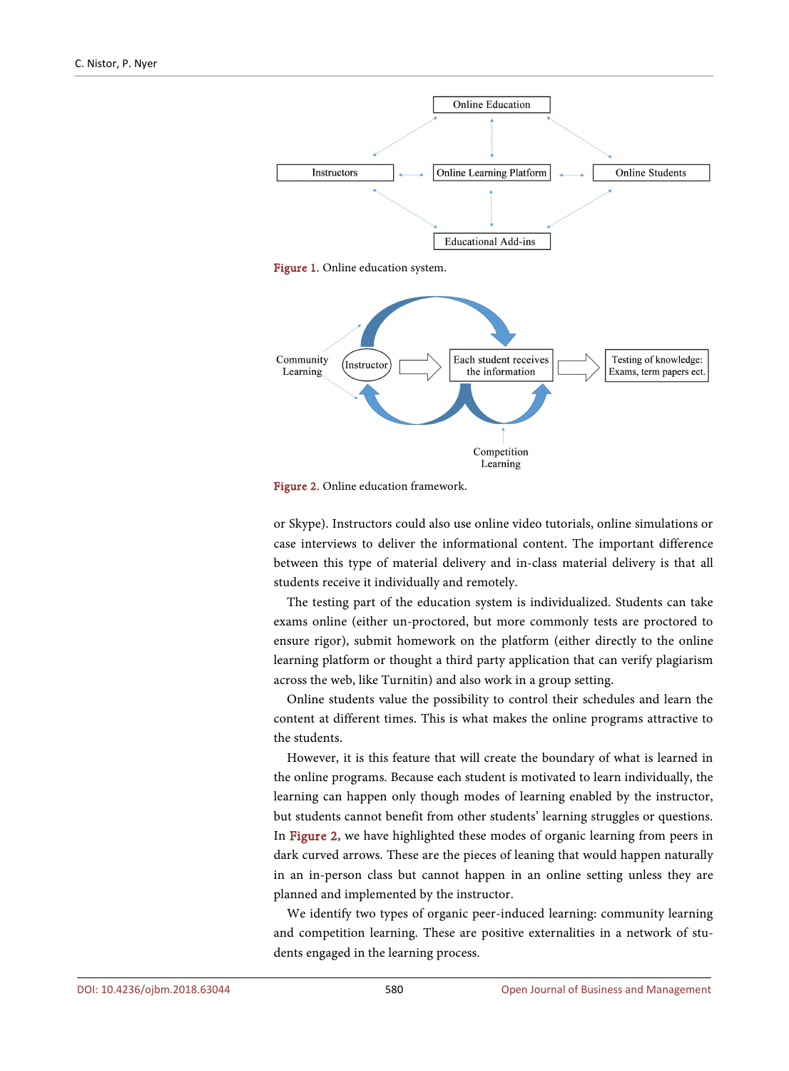Figure 1. Online education system.

Figure 2. Online education framework.

or Skype). Instructors could also use online video tutorials, online simulations or case interviews to deliver the informational content. The important difference between this type of material delivery and in-class material delivery is that all students receive it individually and remotely.

The testing part of the education system is individualized. Students can take exams online (either un-proctored, but more commonly tests are proctored to ensure rigor), submit homework on the platform (either directly to the online learning platform or thought a third party application that can verify plagiarism across the web, like Turnitin) and also work in a group setting.

Online students value the possibility to control their schedules and learn the content at different times. This is what makes the online programs attractive to the students.

However, it is this feature that will create the boundary of what is learned in the online programs. Because each student is motivated to learn individually, the learning can happen only though modes of learning enabled by the instructor, but students cannot benefit from other students' learning struggles or questions. In Figure 2, we have highlighted these modes of organic learning from peers in dark curved arrows. These are the pieces of leaning that would happen naturally in an in-person class but cannot happen in an online setting unless they are planned and implemented by the instructor.

We identify two types of organic peer-induced learning: community learning and competition learning. These are positive externalities in a network of students engaged in the learning process.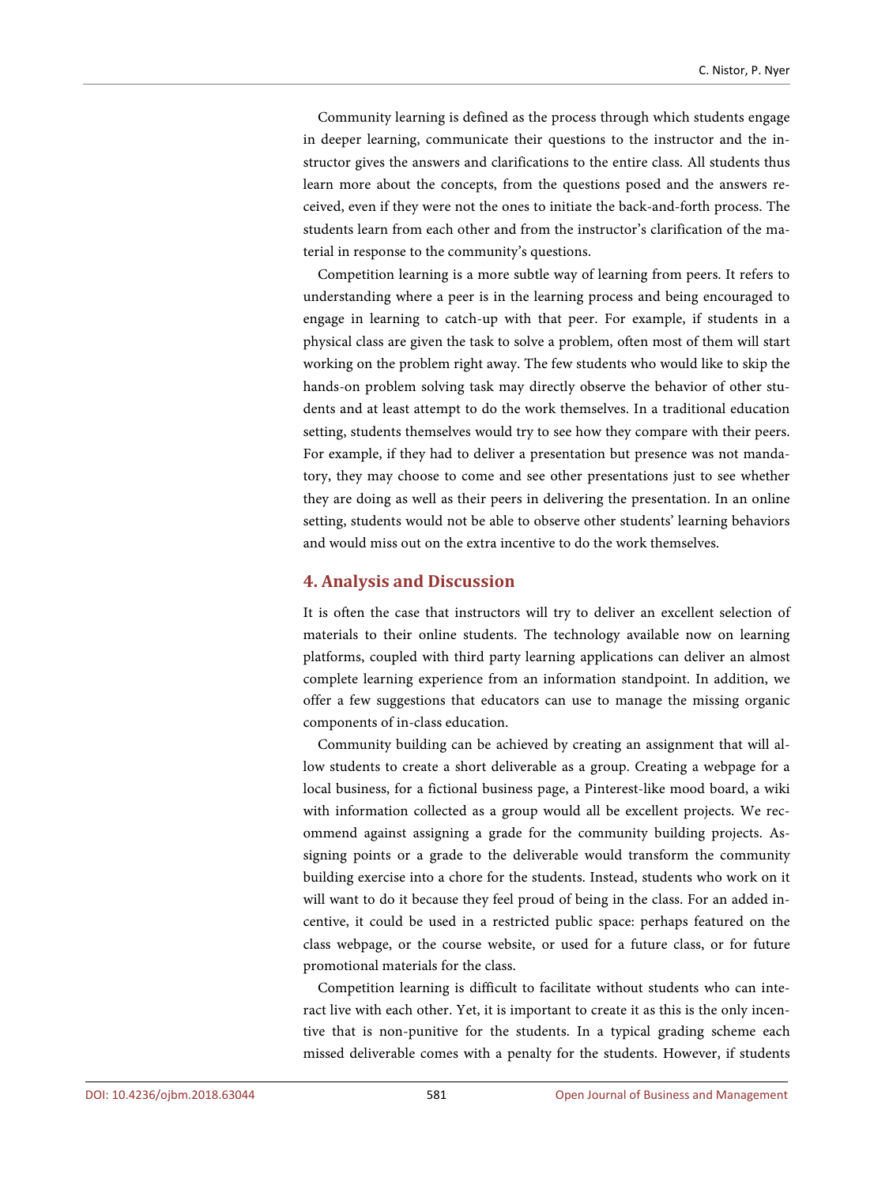Community learning is defined as the process through which students engage in deeper learning, communicate their questions to the instructor and the instructor gives the answers and clarifications to the entire class. All students thus learn more about the concepts, from the questions posed and the answers received, even if they were not the ones to initiate the back-and-forth process. The students learn from each other and from the instructor's clarification of the material in response to the community's questions.

Competition learning is a more subtle way of learning from peers. It refers to understanding where a peer is in the learning process and being encouraged to engage in learning to catch-up with that peer. For example, if students in a physical class are given the task to solve a problem, often most of them will start working on the problem right away. The few students who would like to skip the hands-on problem solving task may directly observe the behavior of other students and at least attempt to do the work themselves. In a traditional education setting, students themselves would try to see how they compare with their peers. For example, if they had to deliver a presentation but presence was not mandatory, they may choose to come and see other presentations just to see whether they are doing as well as their peers in delivering the presentation. In an online setting, students would not be able to observe other students' learning behaviors and would miss out on the extra incentive to do the work themselves.

## 4. Analysis and Discussion

It is often the case that instructors will try to deliver an excellent selection of materials to their online students. The technology available now on learning platforms, coupled with third party learning applications can deliver an almost complete learning experience from an information standpoint. In addition, we offer a few suggestions that educators can use to manage the missing organic components of in-class education.

Community building can be achieved by creating an assignment that will allow students to create a short deliverable as a group. Creating a webpage for a local business, for a fictional business page, a Pinterest-like mood board, a wiki with information collected as a group would all be excellent projects. We recommend against assigning a grade for the community building projects. Assigning points or a grade to the deliverable would transform the community building exercise into a chore for the students. Instead, students who work on it will want to do it because they feel proud of being in the class. For an added incentive, it could be used in a restricted public space: perhaps featured on the class webpage, or the course website, or used for a future class, or for future promotional materials for the class.

Competition learning is difficult to facilitate without students who can interact live with each other. Yet, it is important to create it as this is the only incentive that is non-punitive for the students. In a typical grading scheme each missed deliverable comes with a penalty for the students. However, if students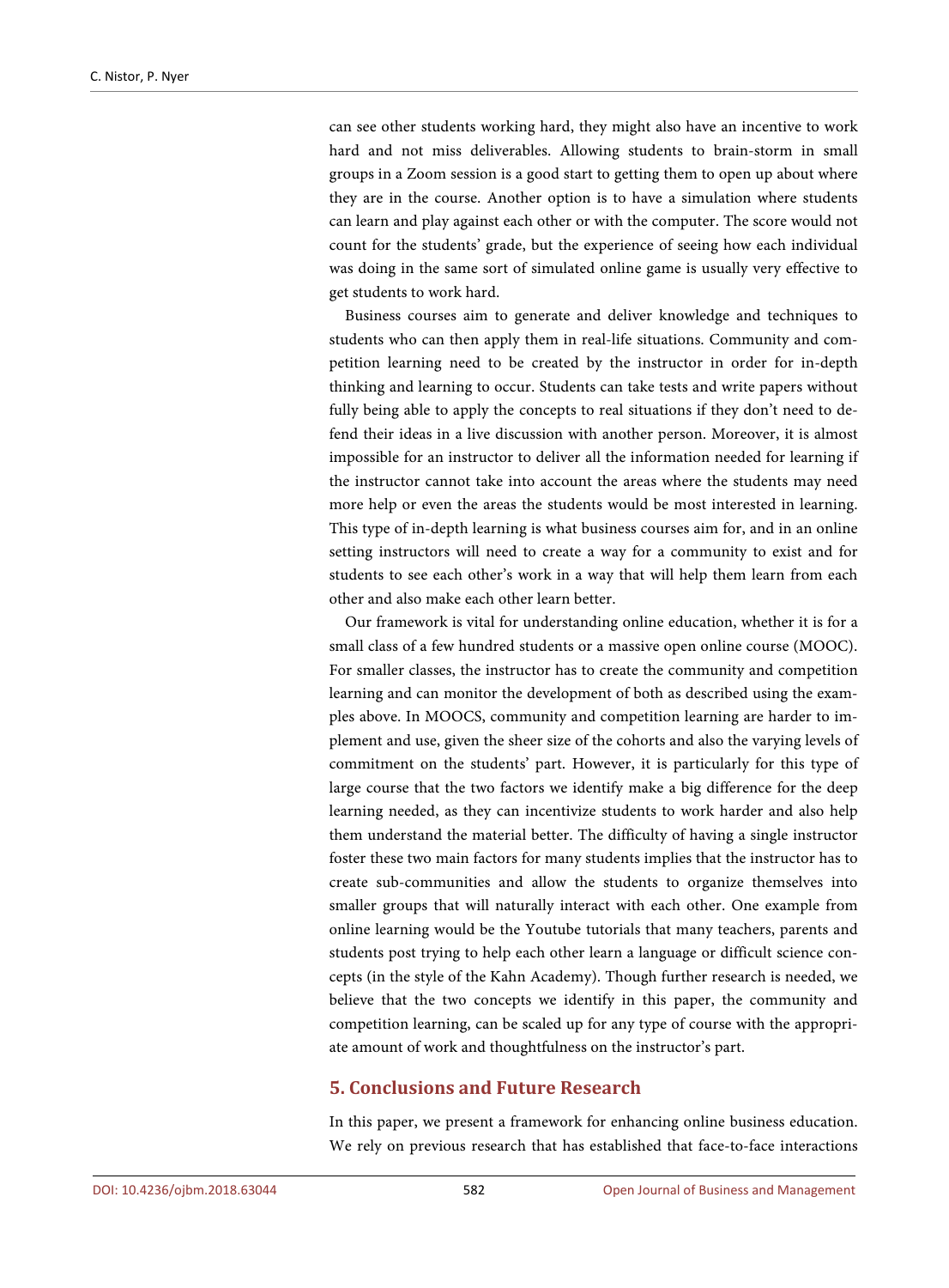can see other students working hard, they might also have an incentive to work hard and not miss deliverables. Allowing students to brain-storm in small groups in a Zoom session is a good start to getting them to open up about where they are in the course. Another option is to have a simulation where students can learn and play against each other or with the computer. The score would not count for the students' grade, but the experience of seeing how each individual was doing in the same sort of simulated online game is usually very effective to get students to work hard.

Business courses aim to generate and deliver knowledge and techniques to students who can then apply them in real-life situations. Community and competition learning need to be created by the instructor in order for in-depth thinking and learning to occur. Students can take tests and write papers without fully being able to apply the concepts to real situations if they don't need to defend their ideas in a live discussion with another person. Moreover, it is almost impossible for an instructor to deliver all the information needed for learning if the instructor cannot take into account the areas where the students may need more help or even the areas the students would be most interested in learning. This type of in-depth learning is what business courses aim for, and in an online setting instructors will need to create a way for a community to exist and for students to see each other's work in a way that will help them learn from each other and also make each other learn better.

Our framework is vital for understanding online education, whether it is for a small class of a few hundred students or a massive open online course (MOOC). For smaller classes, the instructor has to create the community and competition learning and can monitor the development of both as described using the examples above. In MOOCS, community and competition learning are harder to implement and use, given the sheer size of the cohorts and also the varying levels of commitment on the students' part. However, it is particularly for this type of large course that the two factors we identify make a big difference for the deep learning needed, as they can incentivize students to work harder and also help them understand the material better. The difficulty of having a single instructor foster these two main factors for many students implies that the instructor has to create sub-communities and allow the students to organize themselves into smaller groups that will naturally interact with each other. One example from online learning would be the Youtube tutorials that many teachers, parents and students post trying to help each other learn a language or difficult science concepts (in the style of the Kahn Academy). Though further research is needed, we believe that the two concepts we identify in this paper, the community and competition learning, can be scaled up for any type of course with the appropriate amount of work and thoughtfulness on the instructor's part.

## 5. Conclusions and Future Research

In this paper, we present a framework for enhancing online business education. We rely on previous research that has established that face-to-face interactions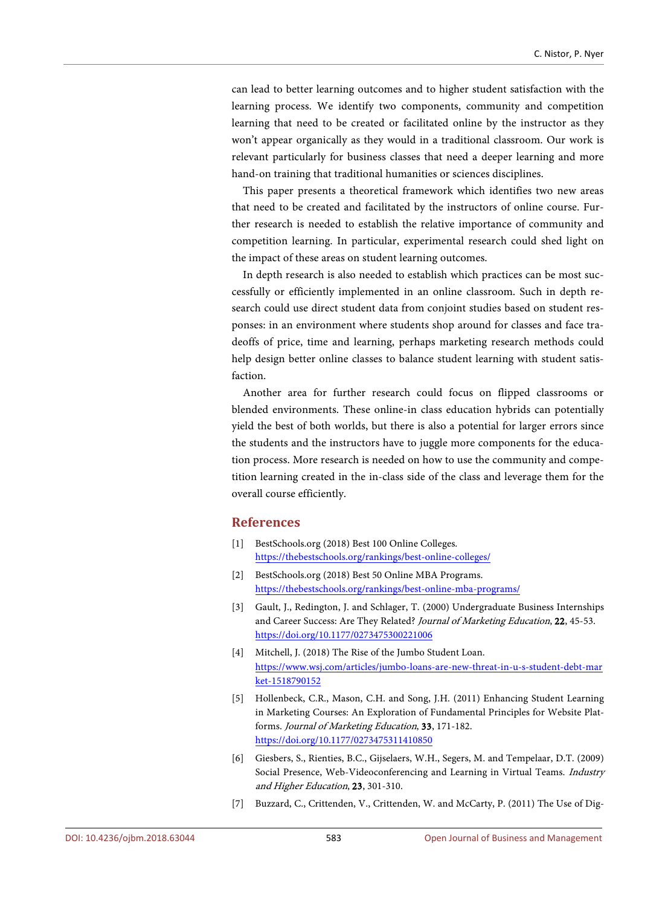can lead to better learning outcomes and to higher student satisfaction with the learning process. We identify two components, community and competition learning that need to be created or facilitated online by the instructor as they won't appear organically as they would in a traditional classroom. Our work is relevant particularly for business classes that need a deeper learning and more hand-on training that traditional humanities or sciences disciplines.

This paper presents a theoretical framework which identifies two new areas that need to be created and facilitated by the instructors of online course. Further research is needed to establish the relative importance of community and competition learning. In particular, experimental research could shed light on the impact of these areas on student learning outcomes.

In depth research is also needed to establish which practices can be most successfully or efficiently implemented in an online classroom. Such in depth research could use direct student data from conjoint studies based on student responses: in an environment where students shop around for classes and face tradeoffs of price, time and learning, perhaps marketing research methods could help design better online classes to balance student learning with student satisfaction.

Another area for further research could focus on flipped classrooms or blended environments. These online-in class education hybrids can potentially yield the best of both worlds, but there is also a potential for larger errors since the students and the instructors have to juggle more components for the education process. More research is needed on how to use the community and competition learning created in the in-class side of the class and leverage them for the overall course efficiently.

## References

[1] BestSchools.org (2018) Best 100 Online Colleges. https://thebestschools.org/rankings/best-online-colleges/

[2] BestSchools.org (2018) Best 50 Online MBA Programs. https://thebestschools.org/rankings/best-online-mba-programs/

[3] Gault, J., Redington, J. and Schlager, T. (2000) Undergraduate Business Internships and Career Success: Are They Related? *Journal of Marketing Education*, **22**, 45-53. https://doi.org/10.1177/0273475300221006

[4] Mitchell, J. (2018) The Rise of the Jumbo Student Loan. https://www.wsj.com/articles/jumbo-loans-are-new-threat-in-u-s-student-debt-market-1518790152

[5] Hollenbeck, C.R., Mason, C.H. and Song, J.H. (2011) Enhancing Student Learning in Marketing Courses: An Exploration of Fundamental Principles for Website Platforms. *Journal of Marketing Education*, **33**, 171-182. https://doi.org/10.1177/0273475311410850

[6] Giesbers, S., Rienties, B.C., Gijselaers, W.H., Segers, M. and Tempelaar, D.T. (2009) Social Presence, Web-Videoconferencing and Learning in Virtual Teams. *Industry and Higher Education*, **23**, 301-310.

[7] Buzzard, C., Crittenden, V., Crittenden, W. and McCarty, P. (2011) The Use of Dig-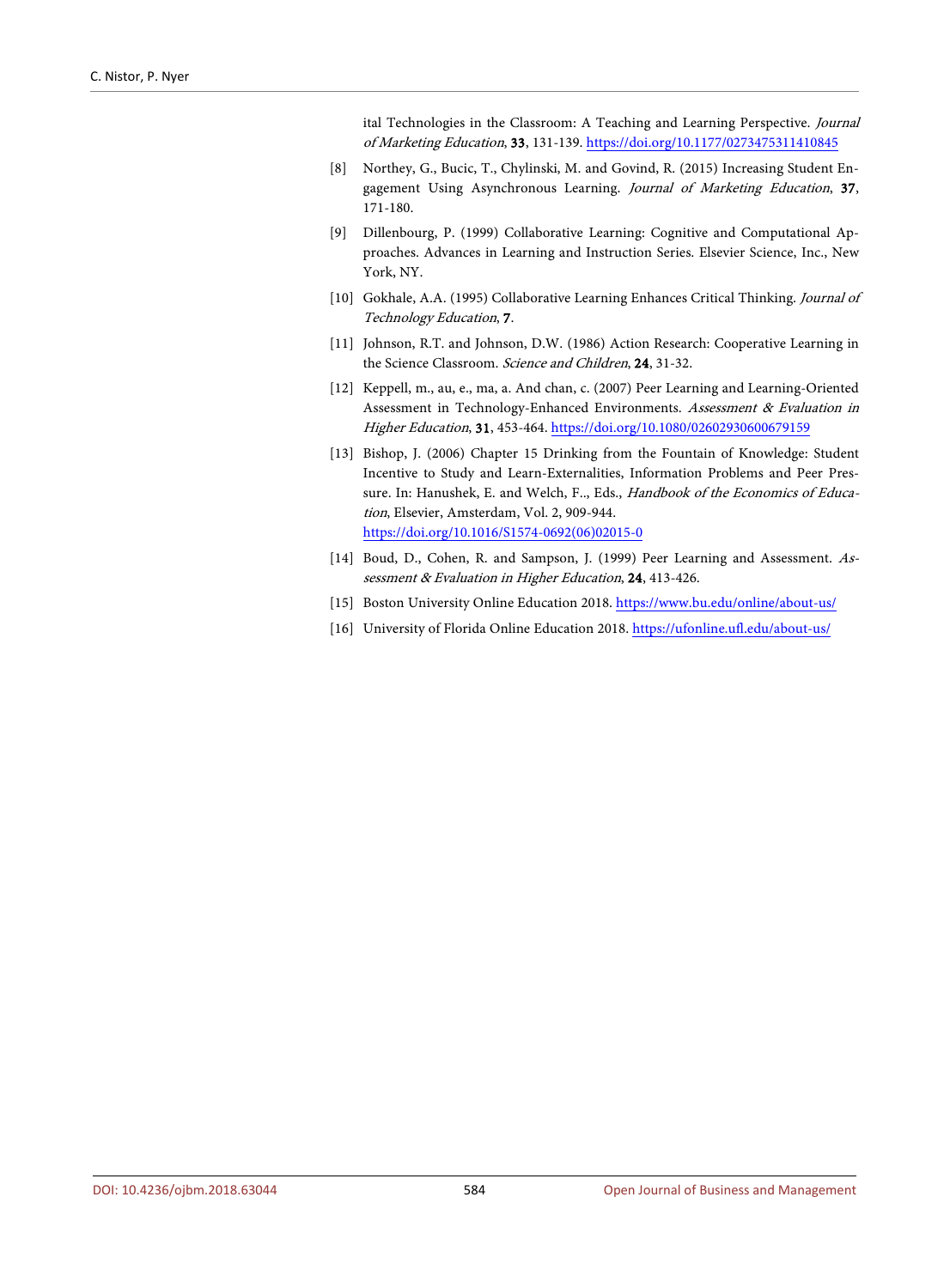ital Technologies in the Classroom: A Teaching and Learning Perspective. *Journal of Marketing Education*, **33**, 131-139. https://doi.org/10.1177/0273475311410845

[8] Northey, G., Bucic, T., Chylinski, M. and Govind, R. (2015) Increasing Student Engagement Using Asynchronous Learning. *Journal of Marketing Education*, **37**, 171-180.

[9] Dillenbourg, P. (1999) Collaborative Learning: Cognitive and Computational Approaches. Advances in Learning and Instruction Series. Elsevier Science, Inc., New York, NY.

[10] Gokhale, A.A. (1995) Collaborative Learning Enhances Critical Thinking. *Journal of Technology Education*, **7**.

[11] Johnson, R.T. and Johnson, D.W. (1986) Action Research: Cooperative Learning in the Science Classroom. *Science and Children*, **24**, 31-32.

[12] Keppell, m., au, e., ma, a. And chan, c. (2007) Peer Learning and Learning-Oriented Assessment in Technology-Enhanced Environments. *Assessment & Evaluation in Higher Education*, **31**, 453-464. https://doi.org/10.1080/02602930600679159

[13] Bishop, J. (2006) Chapter 15 Drinking from the Fountain of Knowledge: Student Incentive to Study and Learn-Externalities, Information Problems and Peer Pressure. In: Hanushek, E. and Welch, F.., Eds., *Handbook of the Economics of Education*, Elsevier, Amsterdam, Vol. 2, 909-944. https://doi.org/10.1016/S1574-0692(06)02015-0

[14] Boud, D., Cohen, R. and Sampson, J. (1999) Peer Learning and Assessment. *Assessment & Evaluation in Higher Education*, **24**, 413-426.

[15] Boston University Online Education 2018. https://www.bu.edu/online/about-us/

[16] University of Florida Online Education 2018. https://ufonline.ufl.edu/about-us/